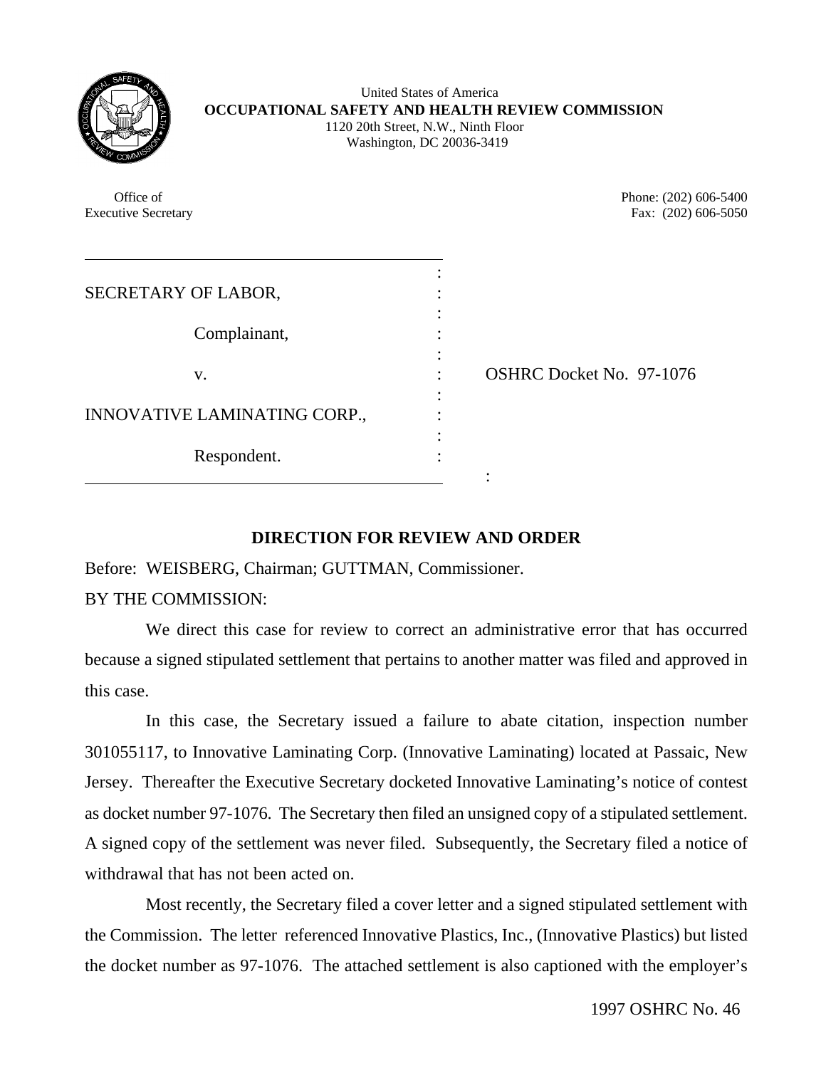United States of America
**OCCUPATIONAL SAFETY AND HEALTH REVIEW COMMISSION**
1120 20th Street, N.W., Ninth Floor
Washington, DC 20036-3419

Office of
Executive Secretary

Phone: (202) 606-5400
Fax: (202) 606-5050

SECRETARY OF LABOR,

Complainant,

v.

INNOVATIVE LAMINATING CORP.,

Respondent.

OSHRC Docket No. 97-1076

## DIRECTION FOR REVIEW AND ORDER

Before: WEISBERG, Chairman; GUTTMAN, Commissioner.

BY THE COMMISSION:

We direct this case for review to correct an administrative error that has occurred because a signed stipulated settlement that pertains to another matter was filed and approved in this case.

In this case, the Secretary issued a failure to abate citation, inspection number 301055117, to Innovative Laminating Corp. (Innovative Laminating) located at Passaic, New Jersey. Thereafter the Executive Secretary docketed Innovative Laminating's notice of contest as docket number 97-1076. The Secretary then filed an unsigned copy of a stipulated settlement. A signed copy of the settlement was never filed. Subsequently, the Secretary filed a notice of withdrawal that has not been acted on.

Most recently, the Secretary filed a cover letter and a signed stipulated settlement with the Commission. The letter referenced Innovative Plastics, Inc., (Innovative Plastics) but listed the docket number as 97-1076. The attached settlement is also captioned with the employer's

1997 OSHRC No. 46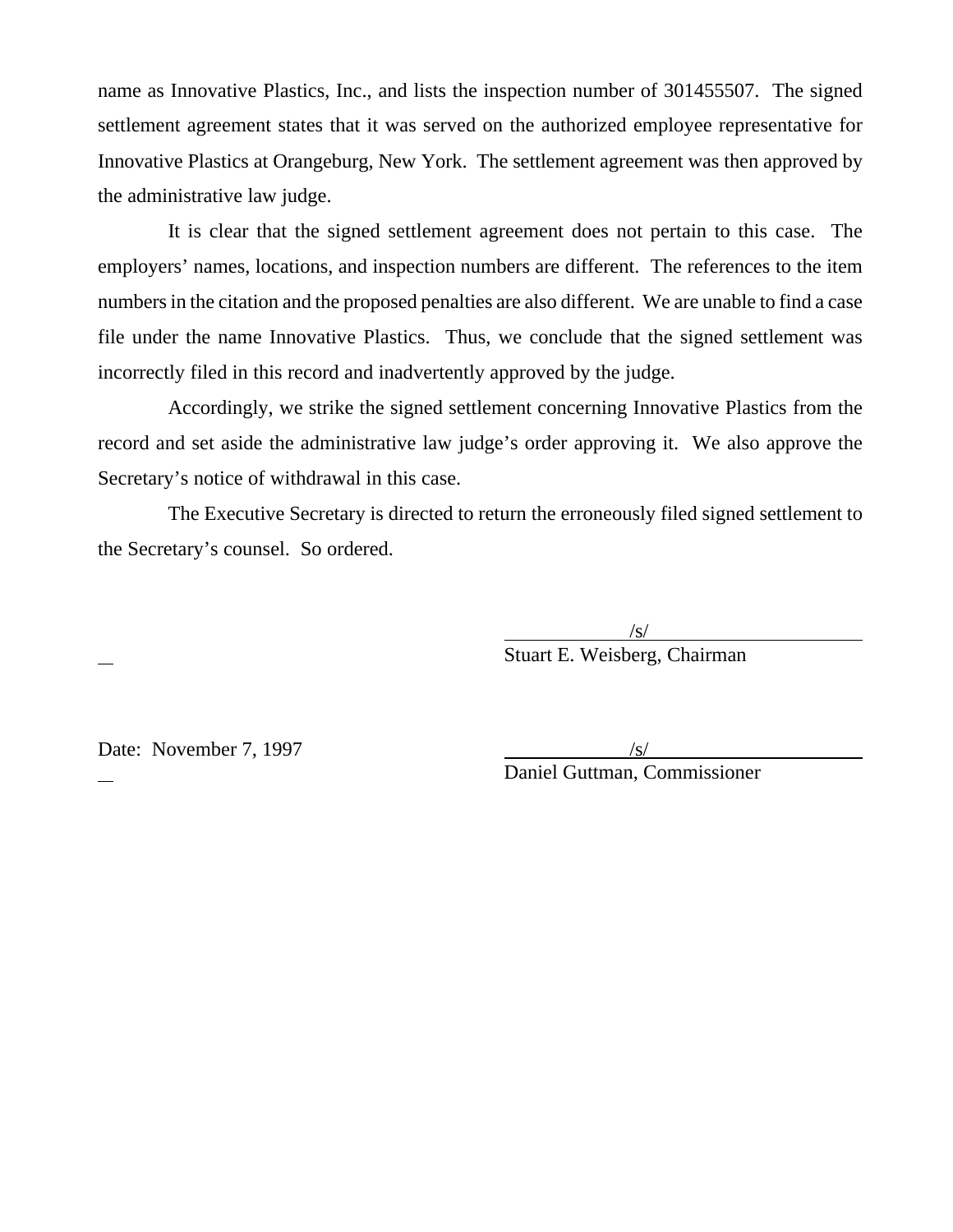name as Innovative Plastics, Inc., and lists the inspection number of 301455507. The signed settlement agreement states that it was served on the authorized employee representative for Innovative Plastics at Orangeburg, New York. The settlement agreement was then approved by the administrative law judge.

It is clear that the signed settlement agreement does not pertain to this case. The employers' names, locations, and inspection numbers are different. The references to the item numbers in the citation and the proposed penalties are also different. We are unable to find a case file under the name Innovative Plastics. Thus, we conclude that the signed settlement was incorrectly filed in this record and inadvertently approved by the judge.

Accordingly, we strike the signed settlement concerning Innovative Plastics from the record and set aside the administrative law judge's order approving it. We also approve the Secretary's notice of withdrawal in this case.

The Executive Secretary is directed to return the erroneously filed signed settlement to the Secretary's counsel. So ordered.

/s/
Stuart E. Weisberg, Chairman

Date: November 7, 1997

/s/
Daniel Guttman, Commissioner